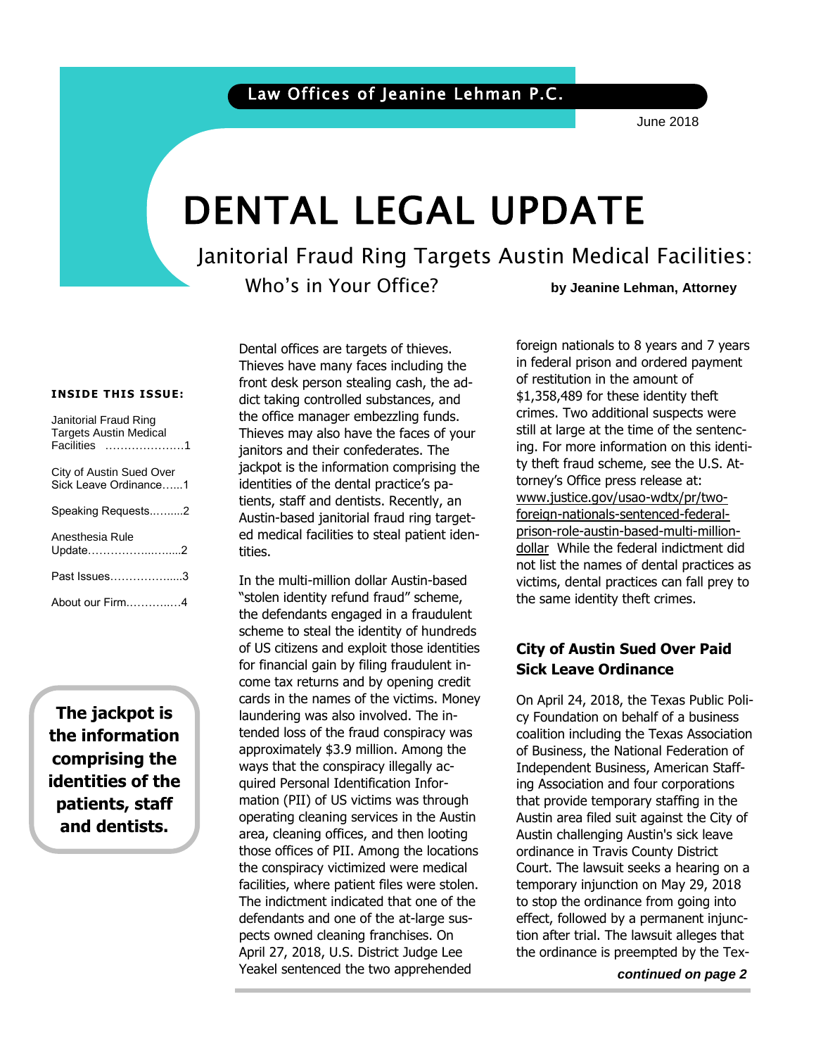Law Offices of Jeanine Lehman P.C.

June 2018

# DENTAL LEGAL UPDATE

## Janitorial Fraud Ring Targets Austin Medical Facilities: Who's in Your Office?

**by Jeanine Lehman, Attorney**

**INSIDE THIS ISSUE:**

- Janitorial Fraud Ring Targets Austin Medical Facilities …………………1
- City of Austin Sued Over Sick Leave Ordinance…...1
- Speaking Requests……...2
- Anesthesia Rule Update……………..…......2
- Past Issues……………....3
- About our Firm………..…4

**The jackpot is the information comprising the identities of the patients, staff and dentists.**

Dental offices are targets of thieves. Thieves have many faces including the front desk person stealing cash, the addict taking controlled substances, and the office manager embezzling funds. Thieves may also have the faces of your janitors and their confederates. The jackpot is the information comprising the identities of the dental practice's patients, staff and dentists. Recently, an Austin-based janitorial fraud ring targeted medical facilities to steal patient identities.

In the multi-million dollar Austin-based "stolen identity refund fraud" scheme, the defendants engaged in a fraudulent scheme to steal the identity of hundreds of US citizens and exploit those identities for financial gain by filing fraudulent income tax returns and by opening credit cards in the names of the victims. Money laundering was also involved. The intended loss of the fraud conspiracy was approximately $3.9 million. Among the ways that the conspiracy illegally acquired Personal Identification Information (PII) of US victims was through operating cleaning services in the Austin area, cleaning offices, and then looting those offices of PII. Among the locations the conspiracy victimized were medical facilities, where patient files were stolen. The indictment indicated that one of the defendants and one of the at-large suspects owned cleaning franchises. On April 27, 2018, U.S. District Judge Lee Yeakel sentenced the two apprehended foreign nationals to 8 years and 7 years in federal prison and ordered payment of restitution in the amount of $1,358,489 for these identity theft crimes. Two additional suspects were still at large at the time of the sentencing. For more information on this identity theft fraud scheme, see the U.S. Attorney's Office press release at: www.justice.gov/usao-wdtx/pr/two-foreign-nationals-sentenced-federal-prison-role-austin-based-multi-million-dollar While the federal indictment did not list the names of dental practices as victims, dental practices can fall prey to the same identity theft crimes.

### City of Austin Sued Over Paid Sick Leave Ordinance

On April 24, 2018, the Texas Public Policy Foundation on behalf of a business coalition including the Texas Association of Business, the National Federation of Independent Business, American Staffing Association and four corporations that provide temporary staffing in the Austin area filed suit against the City of Austin challenging Austin's sick leave ordinance in Travis County District Court. The lawsuit seeks a hearing on a temporary injunction on May 29, 2018 to stop the ordinance from going into effect, followed by a permanent injunction after trial. The lawsuit alleges that the ordinance is preempted by the Tex-

***continued on page 2***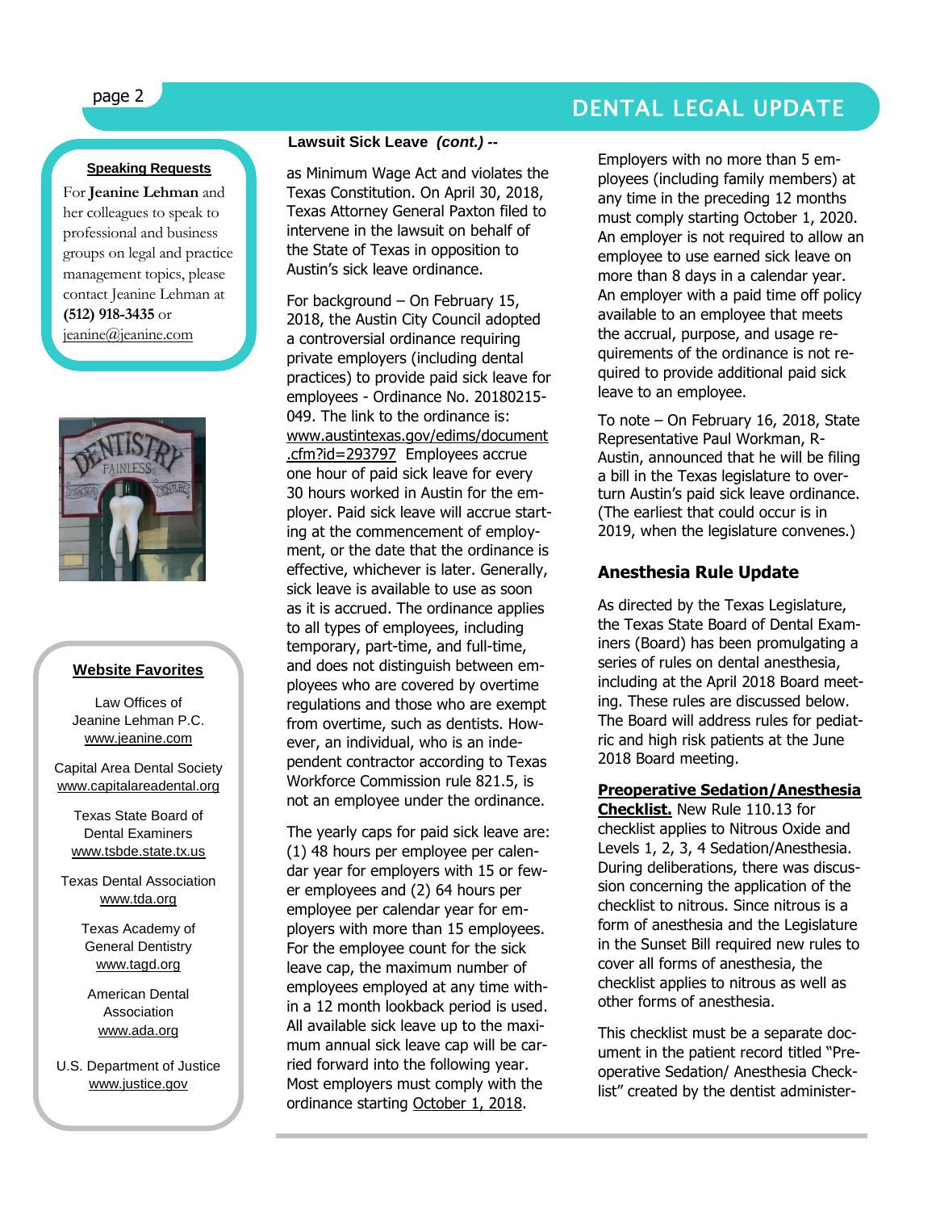**Speaking Requests**

For **Jeanine Lehman** and her colleagues to speak to professional and business groups on legal and practice management topics, please contact Jeanine Lehman at **(512) 918-3435** or jeanine@jeanine.com

**Website Favorites**

Law Offices of Jeanine Lehman P.C.
www.jeanine.com

Capital Area Dental Society
www.capitalareadental.org

Texas State Board of Dental Examiners
www.tsbde.state.tx.us

Texas Dental Association
www.tda.org

Texas Academy of General Dentistry
www.tagd.org

American Dental Association
www.ada.org

U.S. Department of Justice
www.justice.gov

**Lawsuit Sick Leave** ***(cont.)*** **--**

as Minimum Wage Act and violates the Texas Constitution. On April 30, 2018, Texas Attorney General Paxton filed to intervene in the lawsuit on behalf of the State of Texas in opposition to Austin's sick leave ordinance.

For background – On February 15, 2018, the Austin City Council adopted a controversial ordinance requiring private employers (including dental practices) to provide paid sick leave for employees - Ordinance No. 20180215-049. The link to the ordinance is: www.austintexas.gov/edims/document.cfm?id=293797 Employees accrue one hour of paid sick leave for every 30 hours worked in Austin for the employer. Paid sick leave will accrue starting at the commencement of employment, or the date that the ordinance is effective, whichever is later. Generally, sick leave is available to use as soon as it is accrued. The ordinance applies to all types of employees, including temporary, part-time, and full-time, and does not distinguish between employees who are covered by overtime regulations and those who are exempt from overtime, such as dentists. However, an individual, who is an independent contractor according to Texas Workforce Commission rule 821.5, is not an employee under the ordinance.

The yearly caps for paid sick leave are: (1) 48 hours per employee per calendar year for employers with 15 or fewer employees and (2) 64 hours per employee per calendar year for employers with more than 15 employees. For the employee count for the sick leave cap, the maximum number of employees employed at any time within a 12 month lookback period is used. All available sick leave up to the maximum annual sick leave cap will be carried forward into the following year. Most employers must comply with the ordinance starting October 1, 2018.

Employers with no more than 5 employees (including family members) at any time in the preceding 12 months must comply starting October 1, 2020. An employer is not required to allow an employee to use earned sick leave on more than 8 days in a calendar year. An employer with a paid time off policy available to an employee that meets the accrual, purpose, and usage requirements of the ordinance is not required to provide additional paid sick leave to an employee.

To note – On February 16, 2018, State Representative Paul Workman, R-Austin, announced that he will be filing a bill in the Texas legislature to overturn Austin's paid sick leave ordinance. (The earliest that could occur is in 2019, when the legislature convenes.)

## Anesthesia Rule Update

As directed by the Texas Legislature, the Texas State Board of Dental Examiners (Board) has been promulgating a series of rules on dental anesthesia, including at the April 2018 Board meeting. These rules are discussed below. The Board will address rules for pediatric and high risk patients at the June 2018 Board meeting.

**Preoperative Sedation/Anesthesia Checklist.** New Rule 110.13 for checklist applies to Nitrous Oxide and Levels 1, 2, 3, 4 Sedation/Anesthesia. During deliberations, there was discussion concerning the application of the checklist to nitrous. Since nitrous is a form of anesthesia and the Legislature in the Sunset Bill required new rules to cover all forms of anesthesia, the checklist applies to nitrous as well as other forms of anesthesia.

This checklist must be a separate document in the patient record titled "Preoperative Sedation/ Anesthesia Checklist" created by the dentist administer-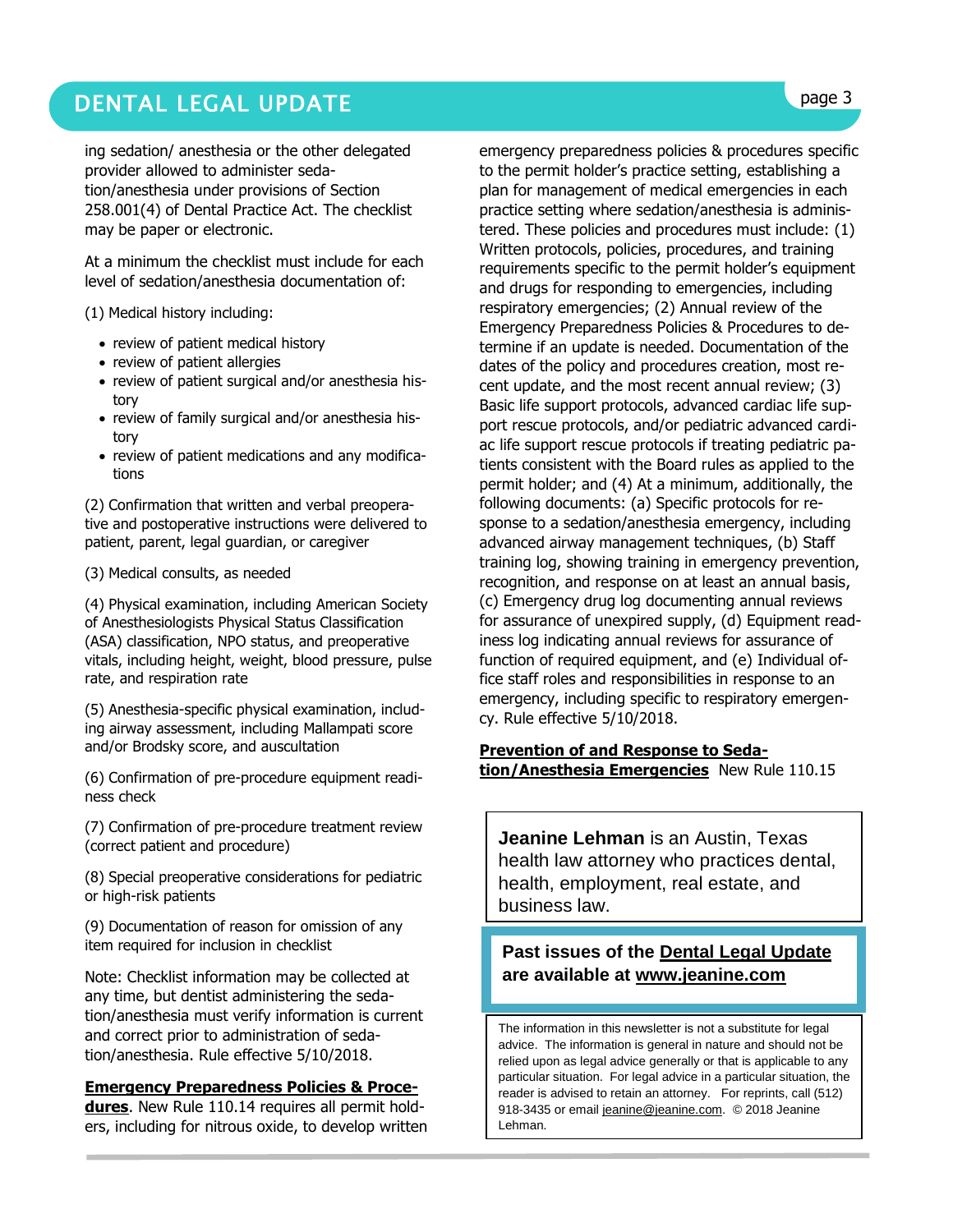ing sedation/ anesthesia or the other delegated provider allowed to administer sedation/anesthesia under provisions of Section 258.001(4) of Dental Practice Act. The checklist may be paper or electronic.

At a minimum the checklist must include for each level of sedation/anesthesia documentation of:

(1) Medical history including:

- review of patient medical history
- review of patient allergies
- review of patient surgical and/or anesthesia history
- review of family surgical and/or anesthesia history
- review of patient medications and any modifications

(2) Confirmation that written and verbal preoperative and postoperative instructions were delivered to patient, parent, legal guardian, or caregiver

(3) Medical consults, as needed

(4) Physical examination, including American Society of Anesthesiologists Physical Status Classification (ASA) classification, NPO status, and preoperative vitals, including height, weight, blood pressure, pulse rate, and respiration rate

(5) Anesthesia-specific physical examination, including airway assessment, including Mallampati score and/or Brodsky score, and auscultation

(6) Confirmation of pre-procedure equipment readiness check

(7) Confirmation of pre-procedure treatment review (correct patient and procedure)

(8) Special preoperative considerations for pediatric or high-risk patients

(9) Documentation of reason for omission of any item required for inclusion in checklist

Note: Checklist information may be collected at any time, but dentist administering the sedation/anesthesia must verify information is current and correct prior to administration of sedation/anesthesia. Rule effective 5/10/2018.

**Emergency Preparedness Policies & Procedures**. New Rule 110.14 requires all permit holders, including for nitrous oxide, to develop written emergency preparedness policies & procedures specific to the permit holder's practice setting, establishing a plan for management of medical emergencies in each practice setting where sedation/anesthesia is administered. These policies and procedures must include: (1) Written protocols, policies, procedures, and training requirements specific to the permit holder's equipment and drugs for responding to emergencies, including respiratory emergencies; (2) Annual review of the Emergency Preparedness Policies & Procedures to determine if an update is needed. Documentation of the dates of the policy and procedures creation, most recent update, and the most recent annual review; (3) Basic life support protocols, advanced cardiac life support rescue protocols, and/or pediatric advanced cardiac life support rescue protocols if treating pediatric patients consistent with the Board rules as applied to the permit holder; and (4) At a minimum, additionally, the following documents: (a) Specific protocols for response to a sedation/anesthesia emergency, including advanced airway management techniques, (b) Staff training log, showing training in emergency prevention, recognition, and response on at least an annual basis, (c) Emergency drug log documenting annual reviews for assurance of unexpired supply, (d) Equipment readiness log indicating annual reviews for assurance of function of required equipment, and (e) Individual office staff roles and responsibilities in response to an emergency, including specific to respiratory emergency. Rule effective 5/10/2018.

**Prevention of and Response to Sedation/Anesthesia Emergencies** New Rule 110.15

**Jeanine Lehman** is an Austin, Texas health law attorney who practices dental, health, employment, real estate, and business law.

**Past issues of the Dental Legal Update are available at www.jeanine.com**

The information in this newsletter is not a substitute for legal advice. The information is general in nature and should not be relied upon as legal advice generally or that is applicable to any particular situation. For legal advice in a particular situation, the reader is advised to retain an attorney. For reprints, call (512) 918-3435 or email jeanine@jeanine.com. © 2018 Jeanine Lehman.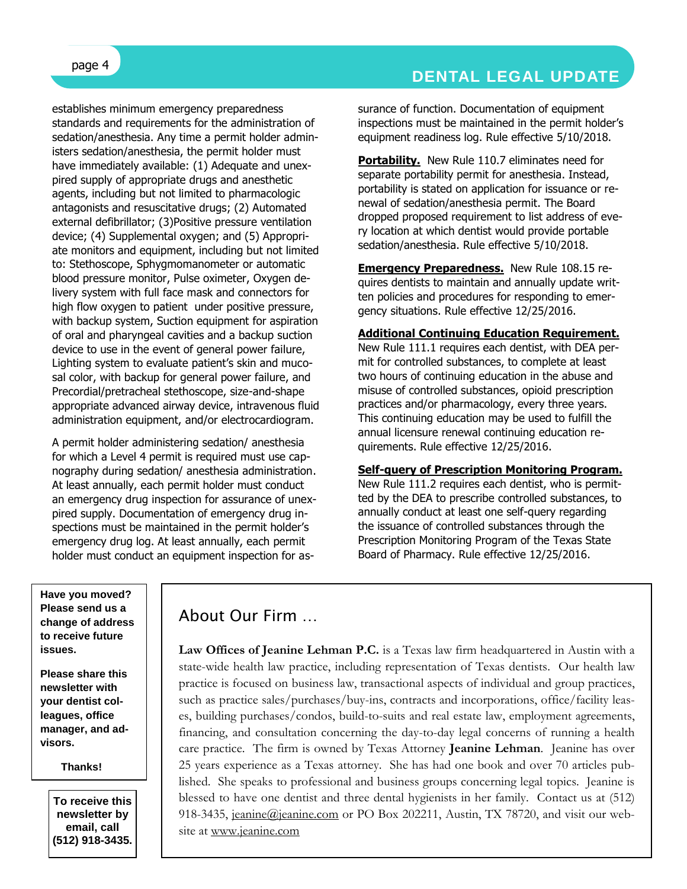establishes minimum emergency preparedness standards and requirements for the administration of sedation/anesthesia. Any time a permit holder administers sedation/anesthesia, the permit holder must have immediately available: (1) Adequate and unexpired supply of appropriate drugs and anesthetic agents, including but not limited to pharmacologic antagonists and resuscitative drugs; (2) Automated external defibrillator; (3)Positive pressure ventilation device; (4) Supplemental oxygen; and (5) Appropriate monitors and equipment, including but not limited to: Stethoscope, Sphygmomanometer or automatic blood pressure monitor, Pulse oximeter, Oxygen delivery system with full face mask and connectors for high flow oxygen to patient under positive pressure, with backup system, Suction equipment for aspiration of oral and pharyngeal cavities and a backup suction device to use in the event of general power failure, Lighting system to evaluate patient's skin and mucosal color, with backup for general power failure, and Precordial/pretracheal stethoscope, size-and-shape appropriate advanced airway device, intravenous fluid administration equipment, and/or electrocardiogram.

A permit holder administering sedation/ anesthesia for which a Level 4 permit is required must use capnography during sedation/ anesthesia administration. At least annually, each permit holder must conduct an emergency drug inspection for assurance of unexpired supply. Documentation of emergency drug inspections must be maintained in the permit holder's emergency drug log. At least annually, each permit holder must conduct an equipment inspection for assurance of function. Documentation of equipment inspections must be maintained in the permit holder's equipment readiness log. Rule effective 5/10/2018.

**Portability.** New Rule 110.7 eliminates need for separate portability permit for anesthesia. Instead, portability is stated on application for issuance or renewal of sedation/anesthesia permit. The Board dropped proposed requirement to list address of every location at which dentist would provide portable sedation/anesthesia. Rule effective 5/10/2018.

**Emergency Preparedness.** New Rule 108.15 requires dentists to maintain and annually update written policies and procedures for responding to emergency situations. Rule effective 12/25/2016.

**Additional Continuing Education Requirement.** New Rule 111.1 requires each dentist, with DEA permit for controlled substances, to complete at least two hours of continuing education in the abuse and misuse of controlled substances, opioid prescription practices and/or pharmacology, every three years. This continuing education may be used to fulfill the annual licensure renewal continuing education requirements. Rule effective 12/25/2016.

**Self-query of Prescription Monitoring Program.** New Rule 111.2 requires each dentist, who is permitted by the DEA to prescribe controlled substances, to annually conduct at least one self-query regarding the issuance of controlled substances through the Prescription Monitoring Program of the Texas State Board of Pharmacy. Rule effective 12/25/2016.

**Have you moved? Please send us a change of address to receive future issues.**

**Please share this newsletter with your dentist colleagues, office manager, and advisors.**

**Thanks!**

**To receive this newsletter by email, call (512) 918-3435.**

## About Our Firm …

**Law Offices of Jeanine Lehman P.C.** is a Texas law firm headquartered in Austin with a state-wide health law practice, including representation of Texas dentists. Our health law practice is focused on business law, transactional aspects of individual and group practices, such as practice sales/purchases/buy-ins, contracts and incorporations, office/facility leases, building purchases/condos, build-to-suits and real estate law, employment agreements, financing, and consultation concerning the day-to-day legal concerns of running a health care practice. The firm is owned by Texas Attorney **Jeanine Lehman**. Jeanine has over 25 years experience as a Texas attorney. She has had one book and over 70 articles published. She speaks to professional and business groups concerning legal topics. Jeanine is blessed to have one dentist and three dental hygienists in her family. Contact us at (512) 918-3435, jeanine@jeanine.com or PO Box 202211, Austin, TX 78720, and visit our website at www.jeanine.com